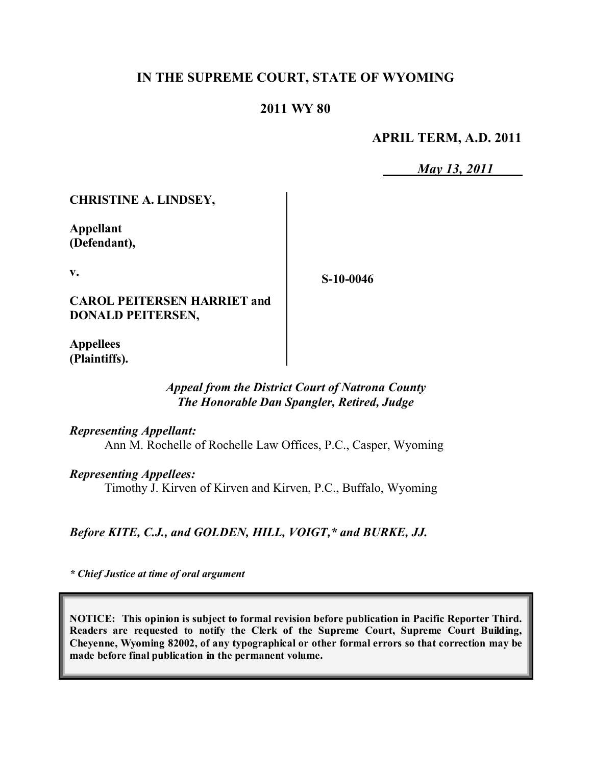**IN THE SUPREME COURT, STATE OF WYOMING**

**2011 WY 80**

**APRIL TERM, A.D. 2011**

*May 13, 2011*

**CHRISTINE A. LINDSEY,**

**Appellant (Defendant),**

**v.**

**CAROL PEITERSEN HARRIET and DONALD PEITERSEN,**

**Appellees (Plaintiffs).**

**S-10-0046**

*Appeal from the District Court of Natrona County*
*The Honorable Dan Spangler, Retired, Judge*

*Representing Appellant:*
Ann M. Rochelle of Rochelle Law Offices, P.C., Casper, Wyoming

*Representing Appellees:*
Timothy J. Kirven of Kirven and Kirven, P.C., Buffalo, Wyoming

***Before KITE, C.J., and GOLDEN, HILL, VOIGT,\* and BURKE, JJ.***

***\* Chief Justice at time of oral argument***

**NOTICE: This opinion is subject to formal revision before publication in Pacific Reporter Third. Readers are requested to notify the Clerk of the Supreme Court, Supreme Court Building, Cheyenne, Wyoming 82002, of any typographical or other formal errors so that correction may be made before final publication in the permanent volume.**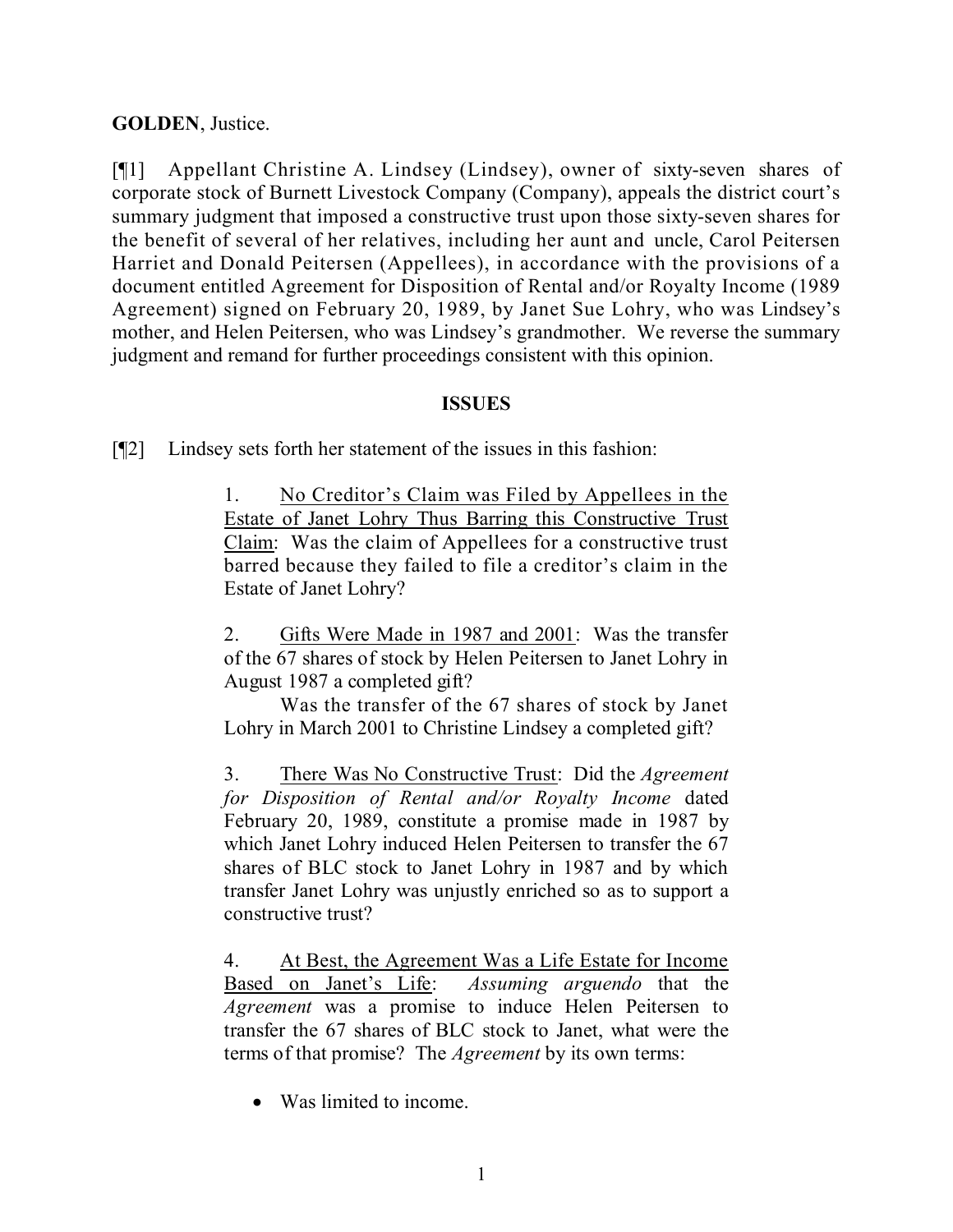**GOLDEN**, Justice.

[¶1] Appellant Christine A. Lindsey (Lindsey), owner of sixty-seven shares of corporate stock of Burnett Livestock Company (Company), appeals the district court's summary judgment that imposed a constructive trust upon those sixty-seven shares for the benefit of several of her relatives, including her aunt and uncle, Carol Peitersen Harriet and Donald Peitersen (Appellees), in accordance with the provisions of a document entitled Agreement for Disposition of Rental and/or Royalty Income (1989 Agreement) signed on February 20, 1989, by Janet Sue Lohry, who was Lindsey's mother, and Helen Peitersen, who was Lindsey's grandmother. We reverse the summary judgment and remand for further proceedings consistent with this opinion.

## ISSUES

[¶2] Lindsey sets forth her statement of the issues in this fashion:

> 1. No Creditor's Claim was Filed by Appellees in the Estate of Janet Lohry Thus Barring this Constructive Trust Claim: Was the claim of Appellees for a constructive trust barred because they failed to file a creditor's claim in the Estate of Janet Lohry?
>
> 2. Gifts Were Made in 1987 and 2001: Was the transfer of the 67 shares of stock by Helen Peitersen to Janet Lohry in August 1987 a completed gift?
>
> Was the transfer of the 67 shares of stock by Janet Lohry in March 2001 to Christine Lindsey a completed gift?
>
> 3. There Was No Constructive Trust: Did the *Agreement for Disposition of Rental and/or Royalty Income* dated February 20, 1989, constitute a promise made in 1987 by which Janet Lohry induced Helen Peitersen to transfer the 67 shares of BLC stock to Janet Lohry in 1987 and by which transfer Janet Lohry was unjustly enriched so as to support a constructive trust?
>
> 4. At Best, the Agreement Was a Life Estate for Income Based on Janet's Life: *Assuming arguendo* that the *Agreement* was a promise to induce Helen Peitersen to transfer the 67 shares of BLC stock to Janet, what were the terms of that promise? The *Agreement* by its own terms:
>
> - Was limited to income.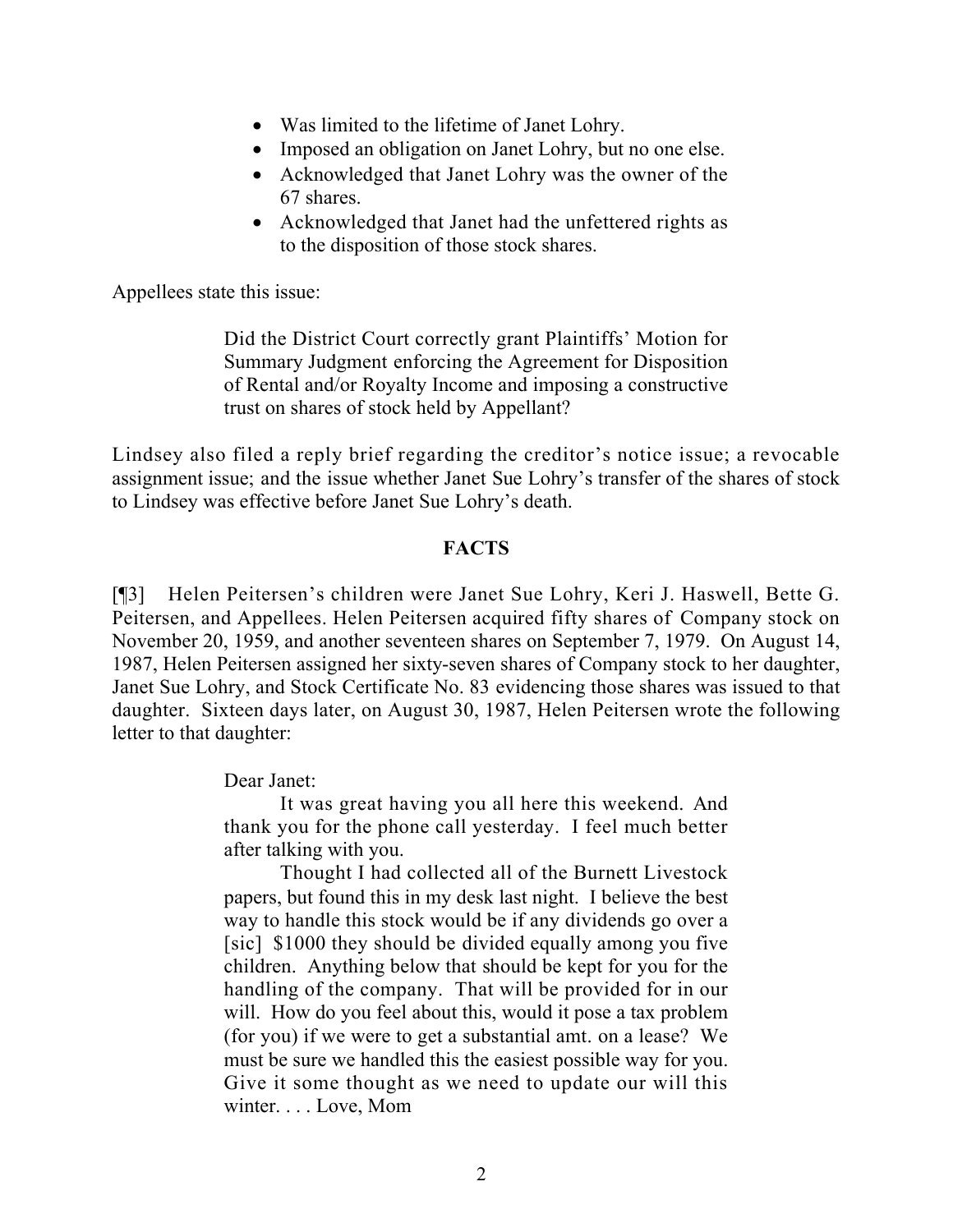- Was limited to the lifetime of Janet Lohry.
- Imposed an obligation on Janet Lohry, but no one else.
- Acknowledged that Janet Lohry was the owner of the 67 shares.
- Acknowledged that Janet had the unfettered rights as to the disposition of those stock shares.

Appellees state this issue:

> Did the District Court correctly grant Plaintiffs' Motion for Summary Judgment enforcing the Agreement for Disposition of Rental and/or Royalty Income and imposing a constructive trust on shares of stock held by Appellant?

Lindsey also filed a reply brief regarding the creditor's notice issue; a revocable assignment issue; and the issue whether Janet Sue Lohry's transfer of the shares of stock to Lindsey was effective before Janet Sue Lohry's death.

## FACTS

[¶3] Helen Peitersen's children were Janet Sue Lohry, Keri J. Haswell, Bette G. Peitersen, and Appellees. Helen Peitersen acquired fifty shares of Company stock on November 20, 1959, and another seventeen shares on September 7, 1979. On August 14, 1987, Helen Peitersen assigned her sixty-seven shares of Company stock to her daughter, Janet Sue Lohry, and Stock Certificate No. 83 evidencing those shares was issued to that daughter. Sixteen days later, on August 30, 1987, Helen Peitersen wrote the following letter to that daughter:

> Dear Janet:
>
> It was great having you all here this weekend. And thank you for the phone call yesterday. I feel much better after talking with you.
>
> Thought I had collected all of the Burnett Livestock papers, but found this in my desk last night. I believe the best way to handle this stock would be if any dividends go over a [sic] $1000 they should be divided equally among you five children. Anything below that should be kept for you for the handling of the company. That will be provided for in our will. How do you feel about this, would it pose a tax problem (for you) if we were to get a substantial amt. on a lease? We must be sure we handled this the easiest possible way for you. Give it some thought as we need to update our will this winter. . . . Love, Mom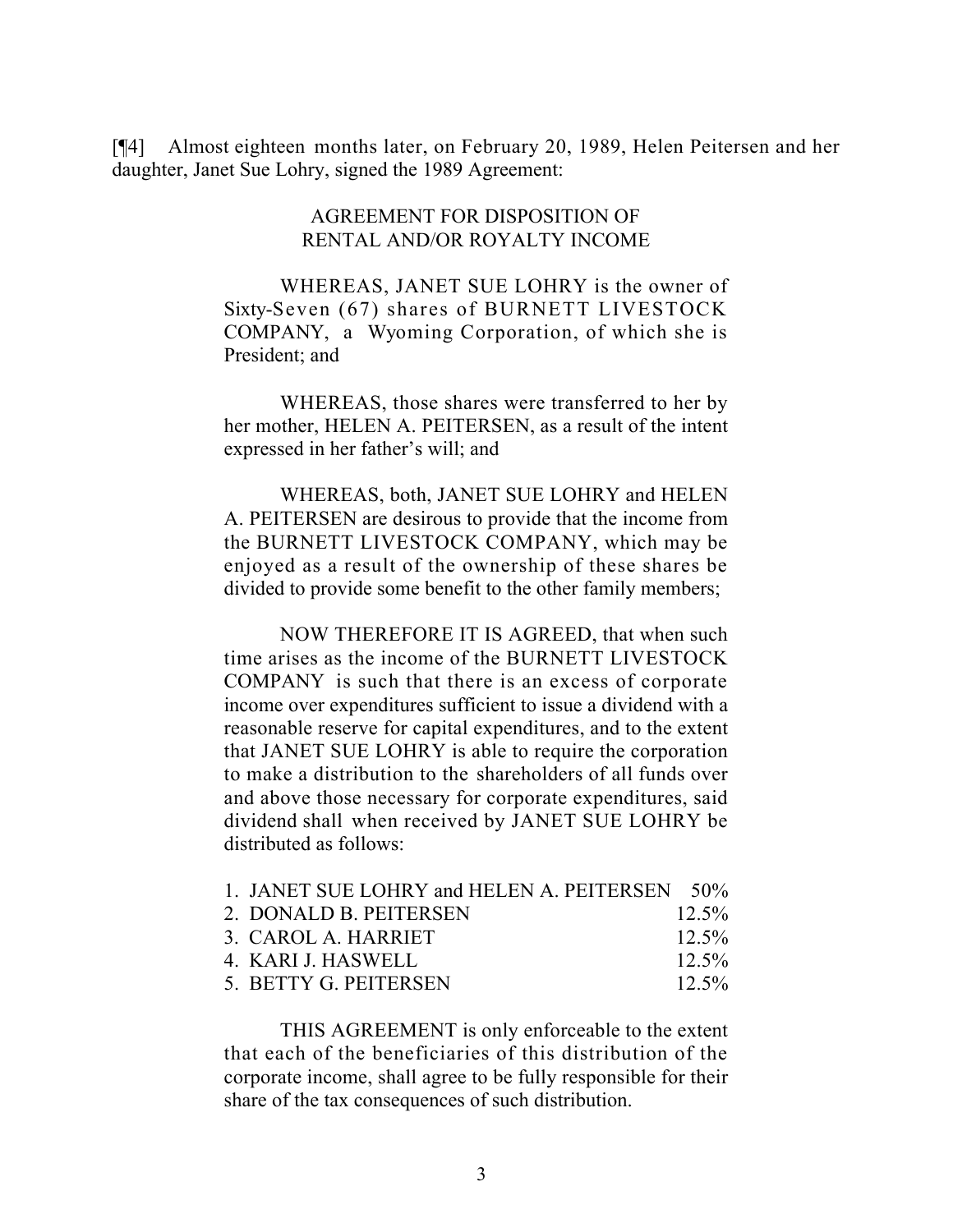[¶4] Almost eighteen months later, on February 20, 1989, Helen Peitersen and her daughter, Janet Sue Lohry, signed the 1989 Agreement:

> AGREEMENT FOR DISPOSITION OF
> RENTAL AND/OR ROYALTY INCOME
>
> WHEREAS, JANET SUE LOHRY is the owner of Sixty-Seven (67) shares of BURNETT LIVESTOCK COMPANY, a Wyoming Corporation, of which she is President; and
>
> WHEREAS, those shares were transferred to her by her mother, HELEN A. PEITERSEN, as a result of the intent expressed in her father's will; and
>
> WHEREAS, both, JANET SUE LOHRY and HELEN A. PEITERSEN are desirous to provide that the income from the BURNETT LIVESTOCK COMPANY, which may be enjoyed as a result of the ownership of these shares be divided to provide some benefit to the other family members;
>
> NOW THEREFORE IT IS AGREED, that when such time arises as the income of the BURNETT LIVESTOCK COMPANY is such that there is an excess of corporate income over expenditures sufficient to issue a dividend with a reasonable reserve for capital expenditures, and to the extent that JANET SUE LOHRY is able to require the corporation to make a distribution to the shareholders of all funds over and above those necessary for corporate expenditures, said dividend shall when received by JANET SUE LOHRY be distributed as follows:
>
> 1. JANET SUE LOHRY and HELEN A. PEITERSEN 50%
> 2. DONALD B. PEITERSEN 12.5%
> 3. CAROL A. HARRIET 12.5%
> 4. KARI J. HASWELL 12.5%
> 5. BETTY G. PEITERSEN 12.5%
>
> THIS AGREEMENT is only enforceable to the extent that each of the beneficiaries of this distribution of the corporate income, shall agree to be fully responsible for their share of the tax consequences of such distribution.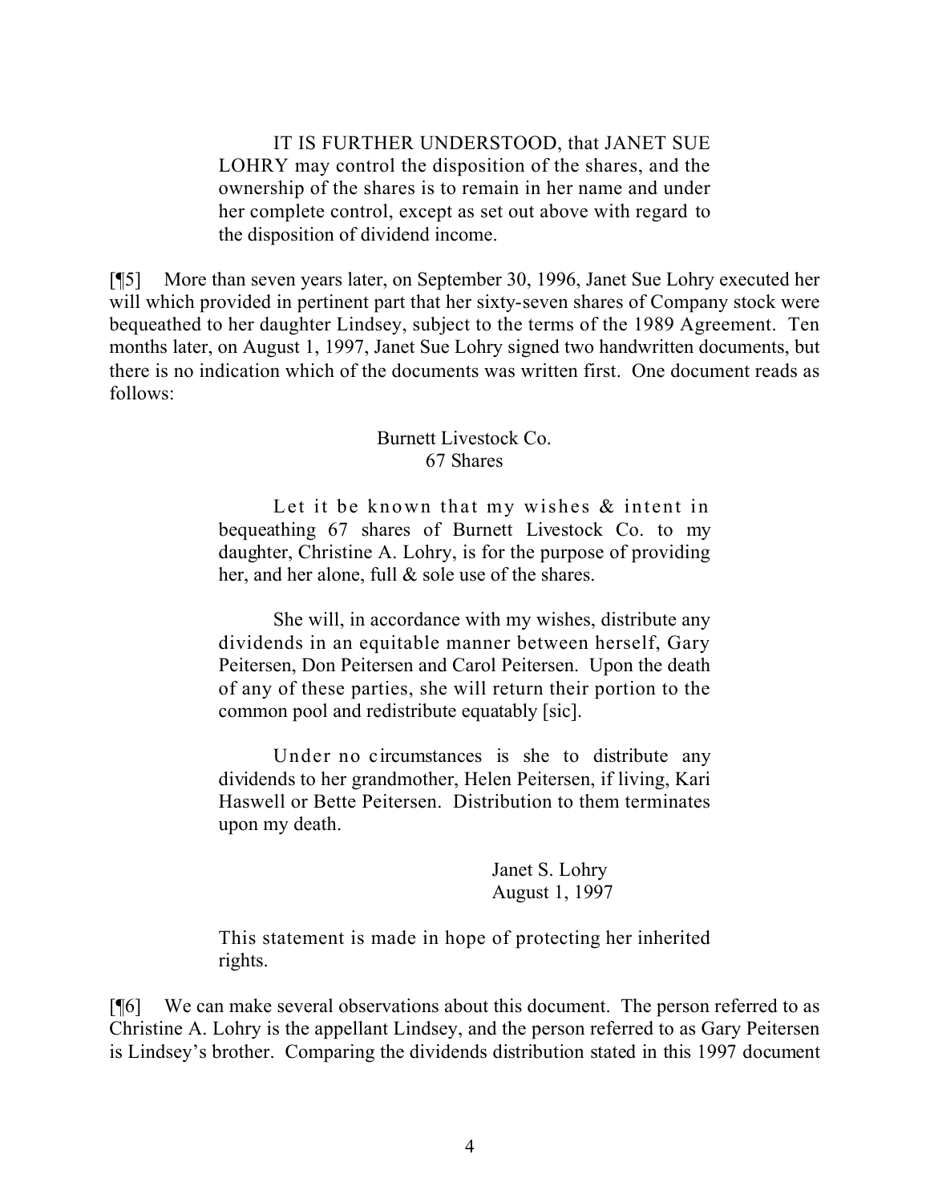> IT IS FURTHER UNDERSTOOD, that JANET SUE LOHRY may control the disposition of the shares, and the ownership of the shares is to remain in her name and under her complete control, except as set out above with regard to the disposition of dividend income.

[¶5] More than seven years later, on September 30, 1996, Janet Sue Lohry executed her will which provided in pertinent part that her sixty-seven shares of Company stock were bequeathed to her daughter Lindsey, subject to the terms of the 1989 Agreement. Ten months later, on August 1, 1997, Janet Sue Lohry signed two handwritten documents, but there is no indication which of the documents was written first. One document reads as follows:

> Burnett Livestock Co.
> 67 Shares
>
> Let it be known that my wishes & intent in bequeathing 67 shares of Burnett Livestock Co. to my daughter, Christine A. Lohry, is for the purpose of providing her, and her alone, full & sole use of the shares.
>
> She will, in accordance with my wishes, distribute any dividends in an equitable manner between herself, Gary Peitersen, Don Peitersen and Carol Peitersen. Upon the death of any of these parties, she will return their portion to the common pool and redistribute equatably [sic].
>
> Under no circumstances is she to distribute any dividends to her grandmother, Helen Peitersen, if living, Kari Haswell or Bette Peitersen. Distribution to them terminates upon my death.
>
> Janet S. Lohry
> August 1, 1997
>
> This statement is made in hope of protecting her inherited rights.

[¶6] We can make several observations about this document. The person referred to as Christine A. Lohry is the appellant Lindsey, and the person referred to as Gary Peitersen is Lindsey's brother. Comparing the dividends distribution stated in this 1997 document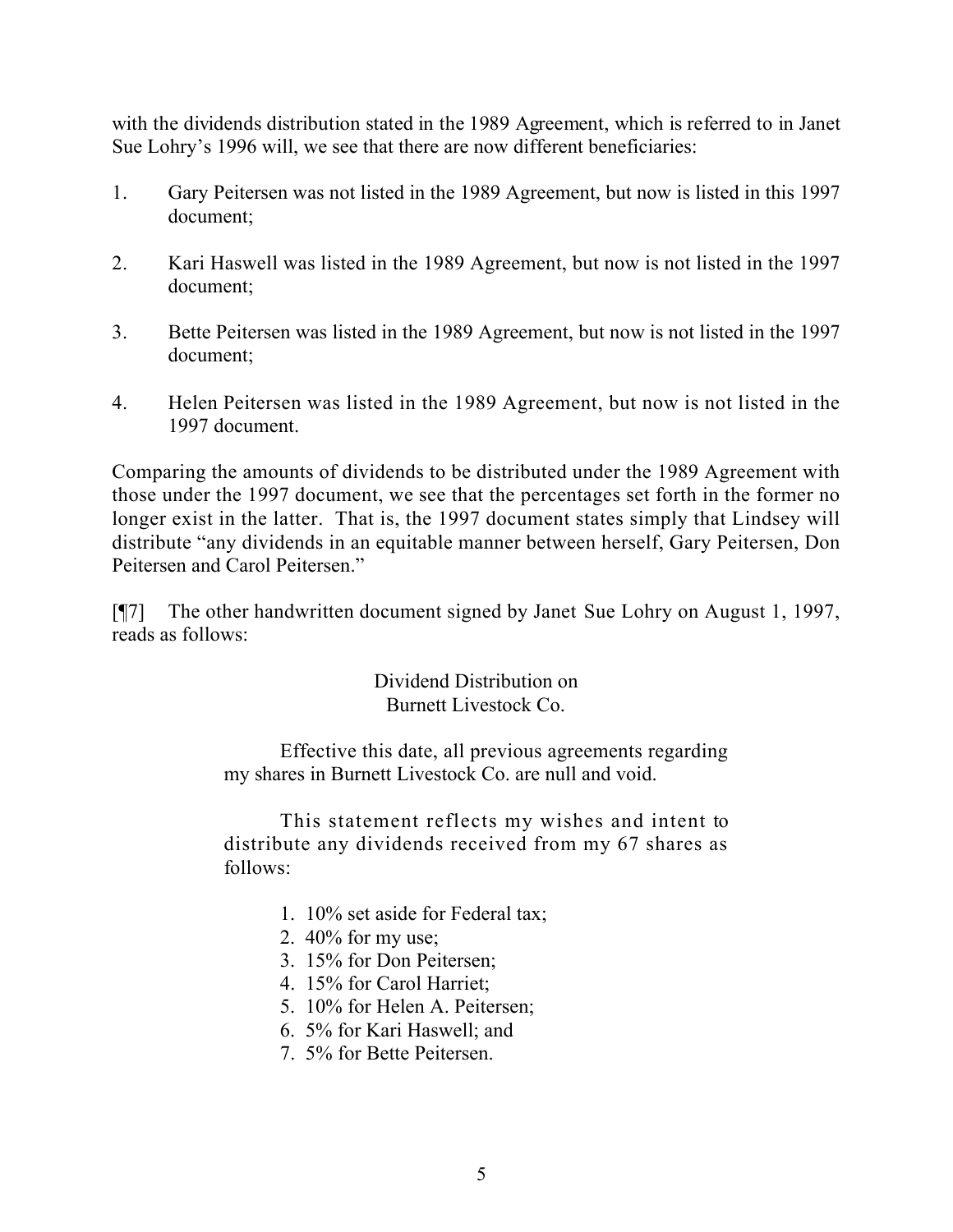with the dividends distribution stated in the 1989 Agreement, which is referred to in Janet Sue Lohry's 1996 will, we see that there are now different beneficiaries:

1. Gary Peitersen was not listed in the 1989 Agreement, but now is listed in this 1997 document;

2. Kari Haswell was listed in the 1989 Agreement, but now is not listed in the 1997 document;

3. Bette Peitersen was listed in the 1989 Agreement, but now is not listed in the 1997 document;

4. Helen Peitersen was listed in the 1989 Agreement, but now is not listed in the 1997 document.

Comparing the amounts of dividends to be distributed under the 1989 Agreement with those under the 1997 document, we see that the percentages set forth in the former no longer exist in the latter. That is, the 1997 document states simply that Lindsey will distribute "any dividends in an equitable manner between herself, Gary Peitersen, Don Peitersen and Carol Peitersen."

[¶7] The other handwritten document signed by Janet Sue Lohry on August 1, 1997, reads as follows:

> Dividend Distribution on
> Burnett Livestock Co.
>
> Effective this date, all previous agreements regarding my shares in Burnett Livestock Co. are null and void.
>
> This statement reflects my wishes and intent to distribute any dividends received from my 67 shares as follows:
>
> 1. 10% set aside for Federal tax;
> 2. 40% for my use;
> 3. 15% for Don Peitersen;
> 4. 15% for Carol Harriet;
> 5. 10% for Helen A. Peitersen;
> 6. 5% for Kari Haswell; and
> 7. 5% for Bette Peitersen.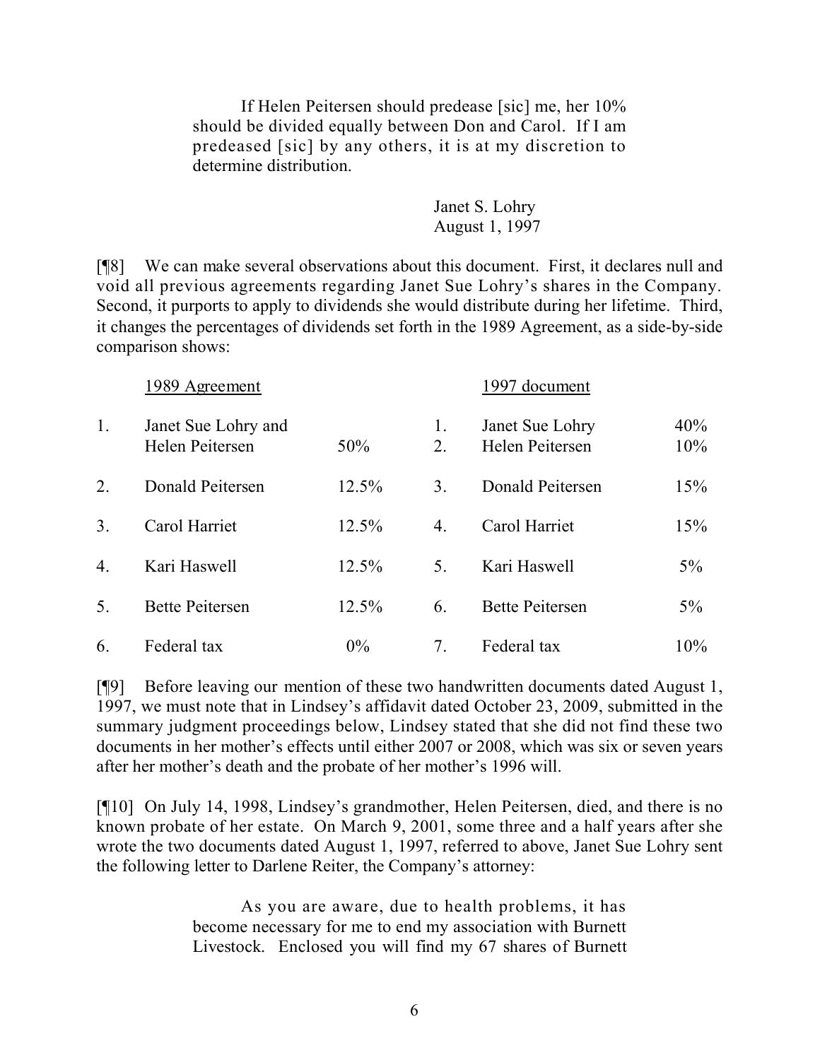> If Helen Peitersen should predease [sic] me, her 10% should be divided equally between Don and Carol. If I am predeased [sic] by any others, it is at my discretion to determine distribution.
>
> Janet S. Lohry
> August 1, 1997

[¶8] We can make several observations about this document. First, it declares null and void all previous agreements regarding Janet Sue Lohry's shares in the Company. Second, it purports to apply to dividends she would distribute during her lifetime. Third, it changes the percentages of dividends set forth in the 1989 Agreement, as a side-by-side comparison shows:

| | 1989 Agreement | | | 1997 document | |
|---|---|---|---|---|---|
| 1. | Janet Sue Lohry and Helen Peitersen | 50% | 1. | Janet Sue Lohry | 40% |
| | | | 2. | Helen Peitersen | 10% |
| 2. | Donald Peitersen | 12.5% | 3. | Donald Peitersen | 15% |
| 3. | Carol Harriet | 12.5% | 4. | Carol Harriet | 15% |
| 4. | Kari Haswell | 12.5% | 5. | Kari Haswell | 5% |
| 5. | Bette Peitersen | 12.5% | 6. | Bette Peitersen | 5% |
| 6. | Federal tax | 0% | 7. | Federal tax | 10% |

[¶9] Before leaving our mention of these two handwritten documents dated August 1, 1997, we must note that in Lindsey's affidavit dated October 23, 2009, submitted in the summary judgment proceedings below, Lindsey stated that she did not find these two documents in her mother's effects until either 2007 or 2008, which was six or seven years after her mother's death and the probate of her mother's 1996 will.

[¶10] On July 14, 1998, Lindsey's grandmother, Helen Peitersen, died, and there is no known probate of her estate. On March 9, 2001, some three and a half years after she wrote the two documents dated August 1, 1997, referred to above, Janet Sue Lohry sent the following letter to Darlene Reiter, the Company's attorney:

> As you are aware, due to health problems, it has become necessary for me to end my association with Burnett Livestock. Enclosed you will find my 67 shares of Burnett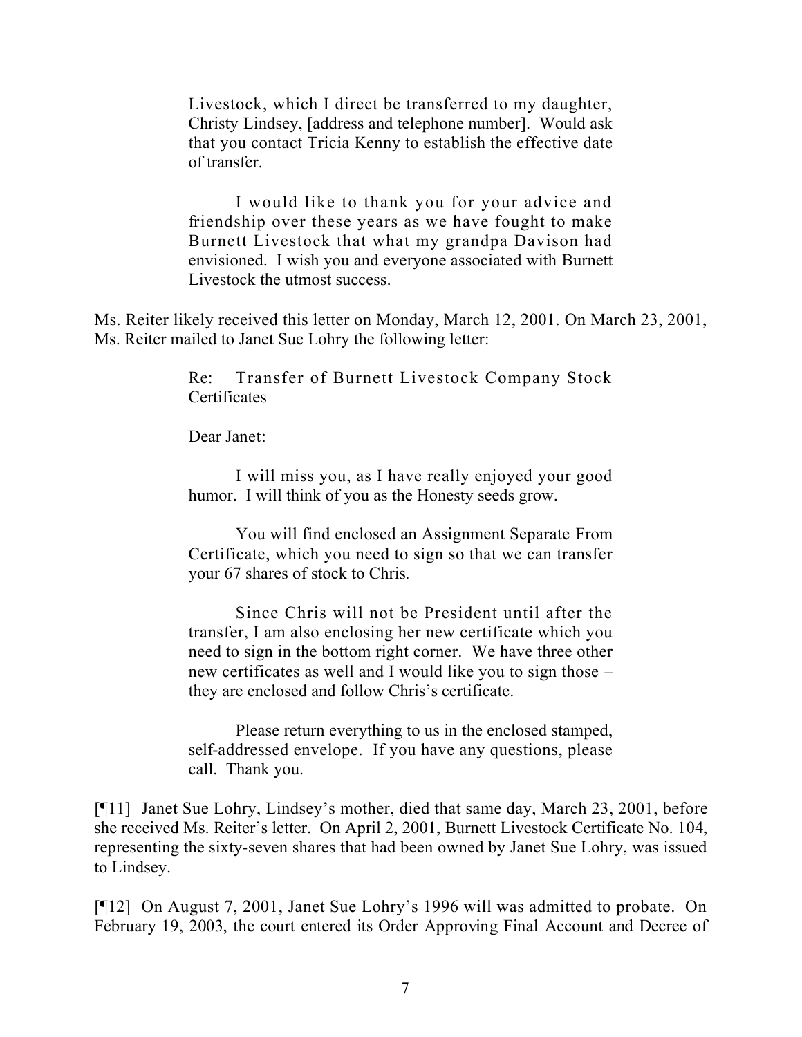> Livestock, which I direct be transferred to my daughter, Christy Lindsey, [address and telephone number]. Would ask that you contact Tricia Kenny to establish the effective date of transfer.
>
> I would like to thank you for your advice and friendship over these years as we have fought to make Burnett Livestock that what my grandpa Davison had envisioned. I wish you and everyone associated with Burnett Livestock the utmost success.

Ms. Reiter likely received this letter on Monday, March 12, 2001. On March 23, 2001, Ms. Reiter mailed to Janet Sue Lohry the following letter:

> Re: Transfer of Burnett Livestock Company Stock Certificates
>
> Dear Janet:
>
> I will miss you, as I have really enjoyed your good humor. I will think of you as the Honesty seeds grow.
>
> You will find enclosed an Assignment Separate From Certificate, which you need to sign so that we can transfer your 67 shares of stock to Chris.
>
> Since Chris will not be President until after the transfer, I am also enclosing her new certificate which you need to sign in the bottom right corner. We have three other new certificates as well and I would like you to sign those – they are enclosed and follow Chris's certificate.
>
> Please return everything to us in the enclosed stamped, self-addressed envelope. If you have any questions, please call. Thank you.

[¶11] Janet Sue Lohry, Lindsey's mother, died that same day, March 23, 2001, before she received Ms. Reiter's letter. On April 2, 2001, Burnett Livestock Certificate No. 104, representing the sixty-seven shares that had been owned by Janet Sue Lohry, was issued to Lindsey.

[¶12] On August 7, 2001, Janet Sue Lohry's 1996 will was admitted to probate. On February 19, 2003, the court entered its Order Approving Final Account and Decree of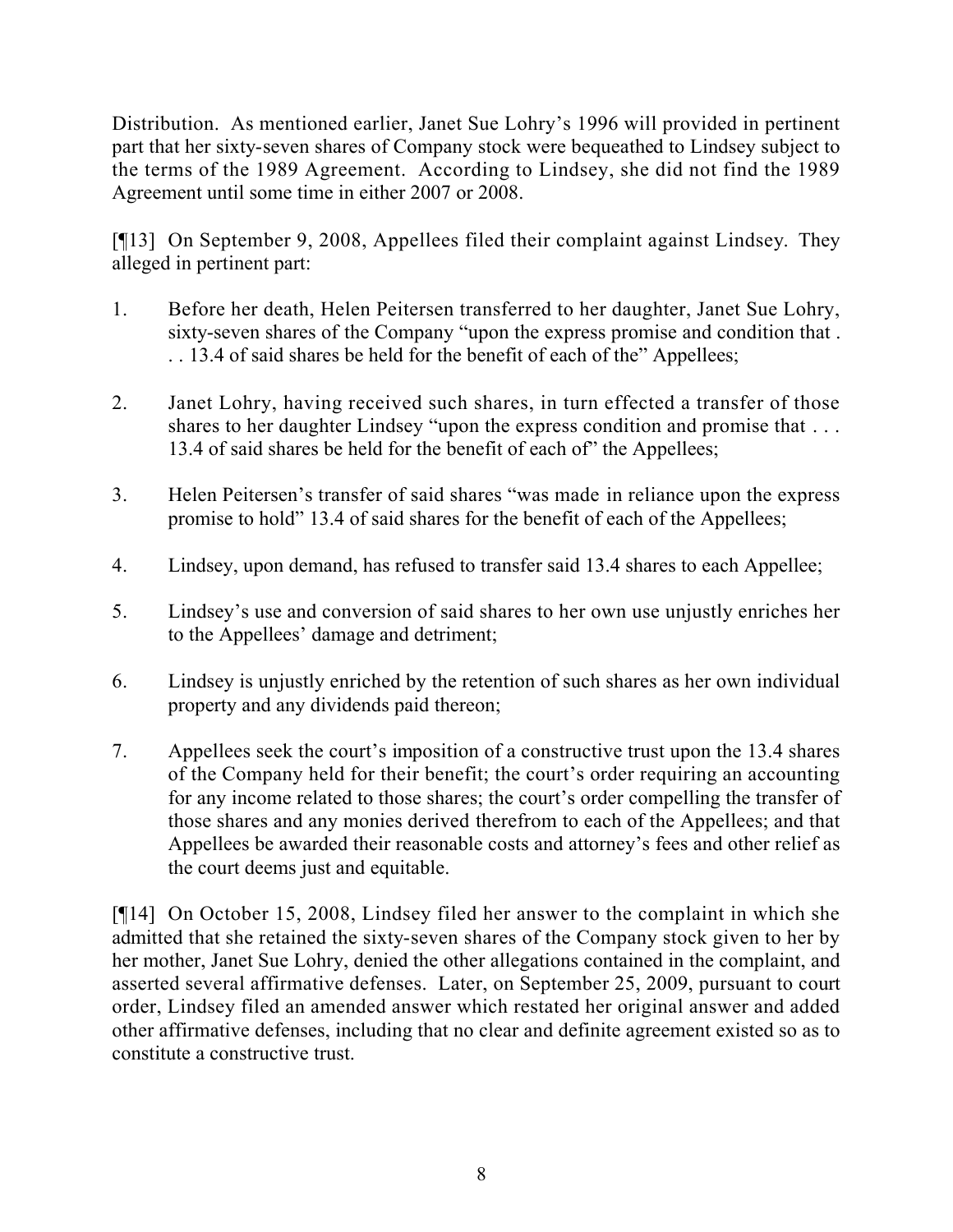Distribution. As mentioned earlier, Janet Sue Lohry's 1996 will provided in pertinent part that her sixty-seven shares of Company stock were bequeathed to Lindsey subject to the terms of the 1989 Agreement. According to Lindsey, she did not find the 1989 Agreement until some time in either 2007 or 2008.

[¶13] On September 9, 2008, Appellees filed their complaint against Lindsey. They alleged in pertinent part:

1. Before her death, Helen Peitersen transferred to her daughter, Janet Sue Lohry, sixty-seven shares of the Company "upon the express promise and condition that . . . 13.4 of said shares be held for the benefit of each of the" Appellees;

2. Janet Lohry, having received such shares, in turn effected a transfer of those shares to her daughter Lindsey "upon the express condition and promise that . . . 13.4 of said shares be held for the benefit of each of" the Appellees;

3. Helen Peitersen's transfer of said shares "was made in reliance upon the express promise to hold" 13.4 of said shares for the benefit of each of the Appellees;

4. Lindsey, upon demand, has refused to transfer said 13.4 shares to each Appellee;

5. Lindsey's use and conversion of said shares to her own use unjustly enriches her to the Appellees' damage and detriment;

6. Lindsey is unjustly enriched by the retention of such shares as her own individual property and any dividends paid thereon;

7. Appellees seek the court's imposition of a constructive trust upon the 13.4 shares of the Company held for their benefit; the court's order requiring an accounting for any income related to those shares; the court's order compelling the transfer of those shares and any monies derived therefrom to each of the Appellees; and that Appellees be awarded their reasonable costs and attorney's fees and other relief as the court deems just and equitable.

[¶14] On October 15, 2008, Lindsey filed her answer to the complaint in which she admitted that she retained the sixty-seven shares of the Company stock given to her by her mother, Janet Sue Lohry, denied the other allegations contained in the complaint, and asserted several affirmative defenses. Later, on September 25, 2009, pursuant to court order, Lindsey filed an amended answer which restated her original answer and added other affirmative defenses, including that no clear and definite agreement existed so as to constitute a constructive trust.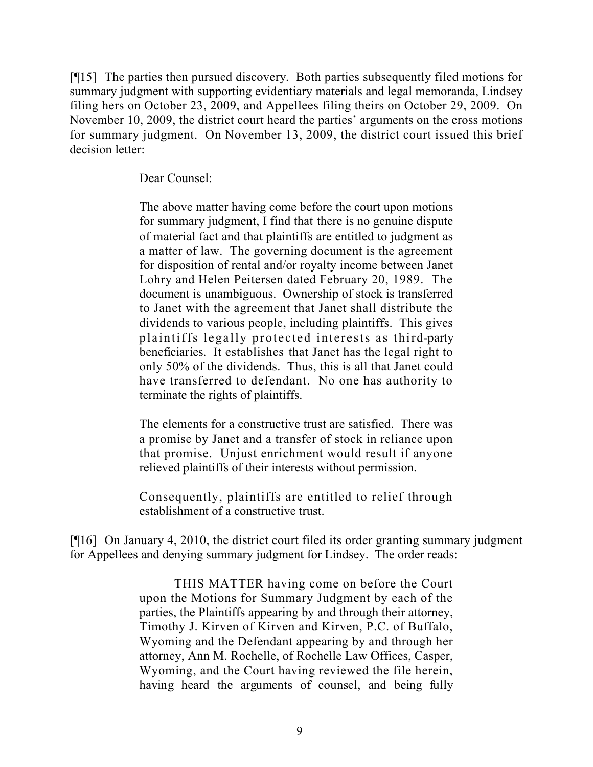[¶15] The parties then pursued discovery. Both parties subsequently filed motions for summary judgment with supporting evidentiary materials and legal memoranda, Lindsey filing hers on October 23, 2009, and Appellees filing theirs on October 29, 2009. On November 10, 2009, the district court heard the parties' arguments on the cross motions for summary judgment. On November 13, 2009, the district court issued this brief decision letter:

> Dear Counsel:
>
> The above matter having come before the court upon motions for summary judgment, I find that there is no genuine dispute of material fact and that plaintiffs are entitled to judgment as a matter of law. The governing document is the agreement for disposition of rental and/or royalty income between Janet Lohry and Helen Peitersen dated February 20, 1989. The document is unambiguous. Ownership of stock is transferred to Janet with the agreement that Janet shall distribute the dividends to various people, including plaintiffs. This gives plaintiffs legally protected interests as third-party beneficiaries. It establishes that Janet has the legal right to only 50% of the dividends. Thus, this is all that Janet could have transferred to defendant. No one has authority to terminate the rights of plaintiffs.
>
> The elements for a constructive trust are satisfied. There was a promise by Janet and a transfer of stock in reliance upon that promise. Unjust enrichment would result if anyone relieved plaintiffs of their interests without permission.
>
> Consequently, plaintiffs are entitled to relief through establishment of a constructive trust.

[¶16] On January 4, 2010, the district court filed its order granting summary judgment for Appellees and denying summary judgment for Lindsey. The order reads:

> THIS MATTER having come on before the Court upon the Motions for Summary Judgment by each of the parties, the Plaintiffs appearing by and through their attorney, Timothy J. Kirven of Kirven and Kirven, P.C. of Buffalo, Wyoming and the Defendant appearing by and through her attorney, Ann M. Rochelle, of Rochelle Law Offices, Casper, Wyoming, and the Court having reviewed the file herein, having heard the arguments of counsel, and being fully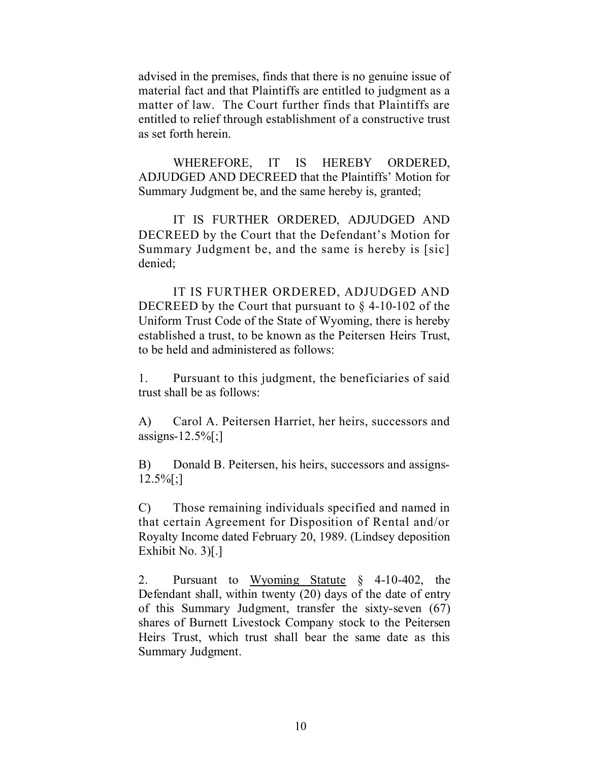advised in the premises, finds that there is no genuine issue of material fact and that Plaintiffs are entitled to judgment as a matter of law. The Court further finds that Plaintiffs are entitled to relief through establishment of a constructive trust as set forth herein.

WHEREFORE, IT IS HEREBY ORDERED, ADJUDGED AND DECREED that the Plaintiffs' Motion for Summary Judgment be, and the same hereby is, granted;

IT IS FURTHER ORDERED, ADJUDGED AND DECREED by the Court that the Defendant's Motion for Summary Judgment be, and the same is hereby is [sic] denied;

IT IS FURTHER ORDERED, ADJUDGED AND DECREED by the Court that pursuant to § 4-10-102 of the Uniform Trust Code of the State of Wyoming, there is hereby established a trust, to be known as the Peitersen Heirs Trust, to be held and administered as follows:

1. Pursuant to this judgment, the beneficiaries of said trust shall be as follows:

A) Carol A. Peitersen Harriet, her heirs, successors and assigns-12.5%[;]

B) Donald B. Peitersen, his heirs, successors and assigns-12.5%[;]

C) Those remaining individuals specified and named in that certain Agreement for Disposition of Rental and/or Royalty Income dated February 20, 1989. (Lindsey deposition Exhibit No. 3)[.]

2. Pursuant to Wyoming Statute § 4-10-402, the Defendant shall, within twenty (20) days of the date of entry of this Summary Judgment, transfer the sixty-seven (67) shares of Burnett Livestock Company stock to the Peitersen Heirs Trust, which trust shall bear the same date as this Summary Judgment.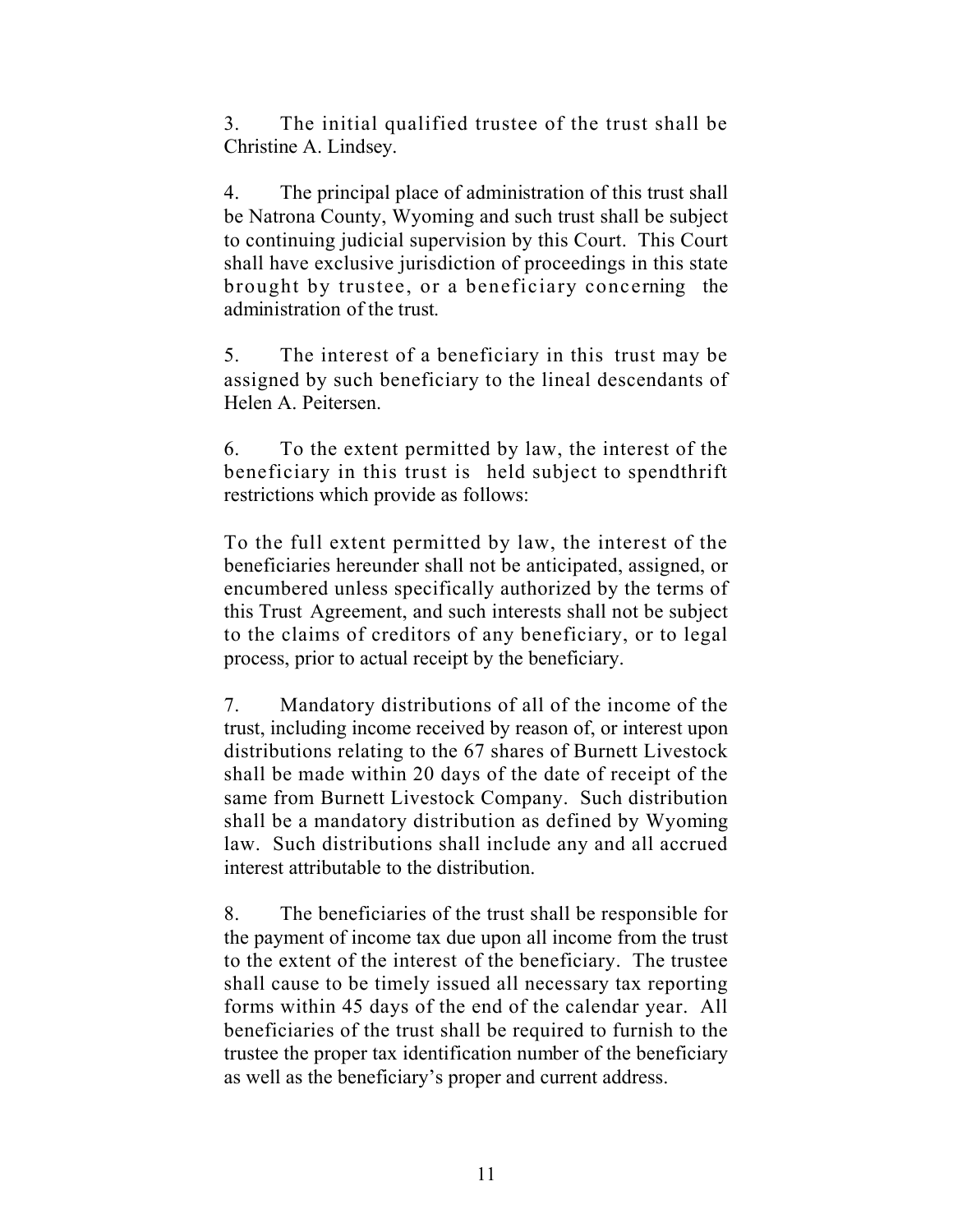3. The initial qualified trustee of the trust shall be Christine A. Lindsey.

4. The principal place of administration of this trust shall be Natrona County, Wyoming and such trust shall be subject to continuing judicial supervision by this Court. This Court shall have exclusive jurisdiction of proceedings in this state brought by trustee, or a beneficiary concerning the administration of the trust.

5. The interest of a beneficiary in this trust may be assigned by such beneficiary to the lineal descendants of Helen A. Peitersen.

6. To the extent permitted by law, the interest of the beneficiary in this trust is held subject to spendthrift restrictions which provide as follows:

To the full extent permitted by law, the interest of the beneficiaries hereunder shall not be anticipated, assigned, or encumbered unless specifically authorized by the terms of this Trust Agreement, and such interests shall not be subject to the claims of creditors of any beneficiary, or to legal process, prior to actual receipt by the beneficiary.

7. Mandatory distributions of all of the income of the trust, including income received by reason of, or interest upon distributions relating to the 67 shares of Burnett Livestock shall be made within 20 days of the date of receipt of the same from Burnett Livestock Company. Such distribution shall be a mandatory distribution as defined by Wyoming law. Such distributions shall include any and all accrued interest attributable to the distribution.

8. The beneficiaries of the trust shall be responsible for the payment of income tax due upon all income from the trust to the extent of the interest of the beneficiary. The trustee shall cause to be timely issued all necessary tax reporting forms within 45 days of the end of the calendar year. All beneficiaries of the trust shall be required to furnish to the trustee the proper tax identification number of the beneficiary as well as the beneficiary's proper and current address.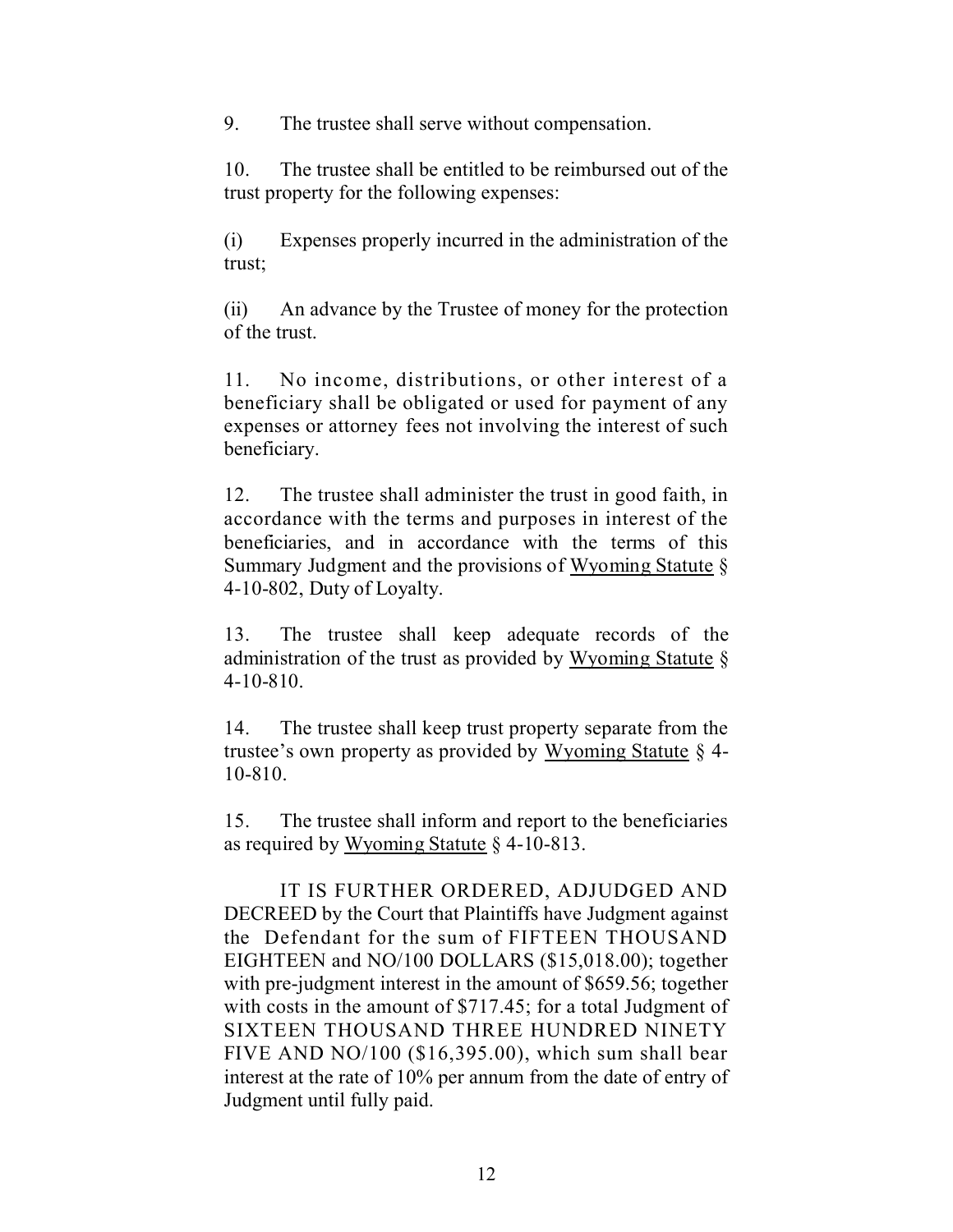9. The trustee shall serve without compensation.

10. The trustee shall be entitled to be reimbursed out of the trust property for the following expenses:

(i) Expenses properly incurred in the administration of the trust;

(ii) An advance by the Trustee of money for the protection of the trust.

11. No income, distributions, or other interest of a beneficiary shall be obligated or used for payment of any expenses or attorney fees not involving the interest of such beneficiary.

12. The trustee shall administer the trust in good faith, in accordance with the terms and purposes in interest of the beneficiaries, and in accordance with the terms of this Summary Judgment and the provisions of Wyoming Statute § 4-10-802, Duty of Loyalty.

13. The trustee shall keep adequate records of the administration of the trust as provided by Wyoming Statute § 4-10-810.

14. The trustee shall keep trust property separate from the trustee's own property as provided by Wyoming Statute § 4-10-810.

15. The trustee shall inform and report to the beneficiaries as required by Wyoming Statute § 4-10-813.

IT IS FURTHER ORDERED, ADJUDGED AND DECREED by the Court that Plaintiffs have Judgment against the Defendant for the sum of FIFTEEN THOUSAND EIGHTEEN and NO/100 DOLLARS ($15,018.00); together with pre-judgment interest in the amount of $659.56; together with costs in the amount of $717.45; for a total Judgment of SIXTEEN THOUSAND THREE HUNDRED NINETY FIVE AND NO/100 ($16,395.00), which sum shall bear interest at the rate of 10% per annum from the date of entry of Judgment until fully paid.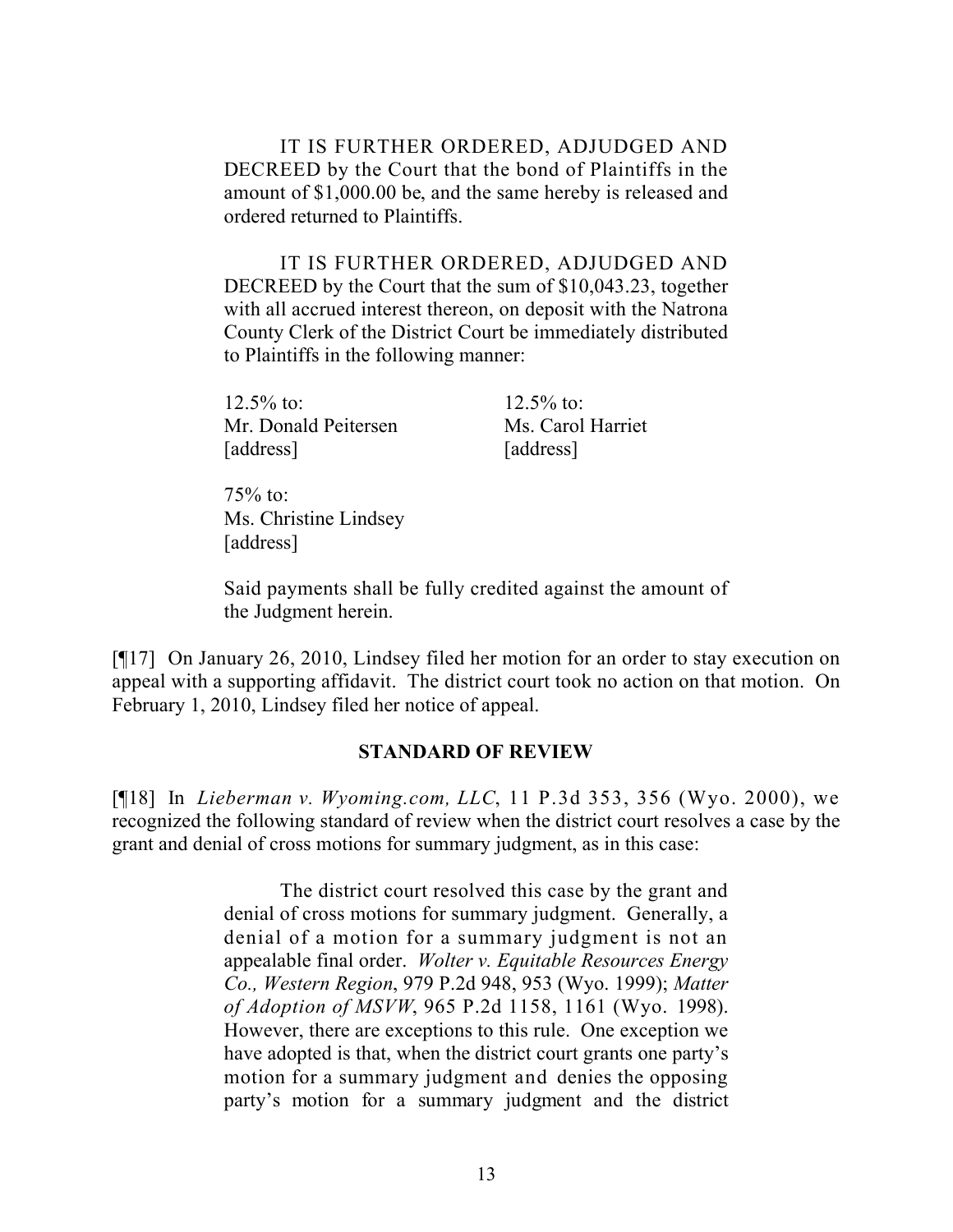IT IS FURTHER ORDERED, ADJUDGED AND DECREED by the Court that the bond of Plaintiffs in the amount of $1,000.00 be, and the same hereby is released and ordered returned to Plaintiffs.

IT IS FURTHER ORDERED, ADJUDGED AND DECREED by the Court that the sum of $10,043.23, together with all accrued interest thereon, on deposit with the Natrona County Clerk of the District Court be immediately distributed to Plaintiffs in the following manner:

| | |
|---|---|
| 12.5% to:<br>Mr. Donald Peitersen<br>[address] | 12.5% to:<br>Ms. Carol Harriet<br>[address] |

75% to:
Ms. Christine Lindsey
[address]

Said payments shall be fully credited against the amount of the Judgment herein.

[¶17] On January 26, 2010, Lindsey filed her motion for an order to stay execution on appeal with a supporting affidavit. The district court took no action on that motion. On February 1, 2010, Lindsey filed her notice of appeal.

## STANDARD OF REVIEW

[¶18] In *Lieberman v. Wyoming.com, LLC*, 11 P.3d 353, 356 (Wyo. 2000), we recognized the following standard of review when the district court resolves a case by the grant and denial of cross motions for summary judgment, as in this case:

> The district court resolved this case by the grant and denial of cross motions for summary judgment. Generally, a denial of a motion for a summary judgment is not an appealable final order. *Wolter v. Equitable Resources Energy Co., Western Region*, 979 P.2d 948, 953 (Wyo. 1999); *Matter of Adoption of MSVW*, 965 P.2d 1158, 1161 (Wyo. 1998). However, there are exceptions to this rule. One exception we have adopted is that, when the district court grants one party's motion for a summary judgment and denies the opposing party's motion for a summary judgment and the district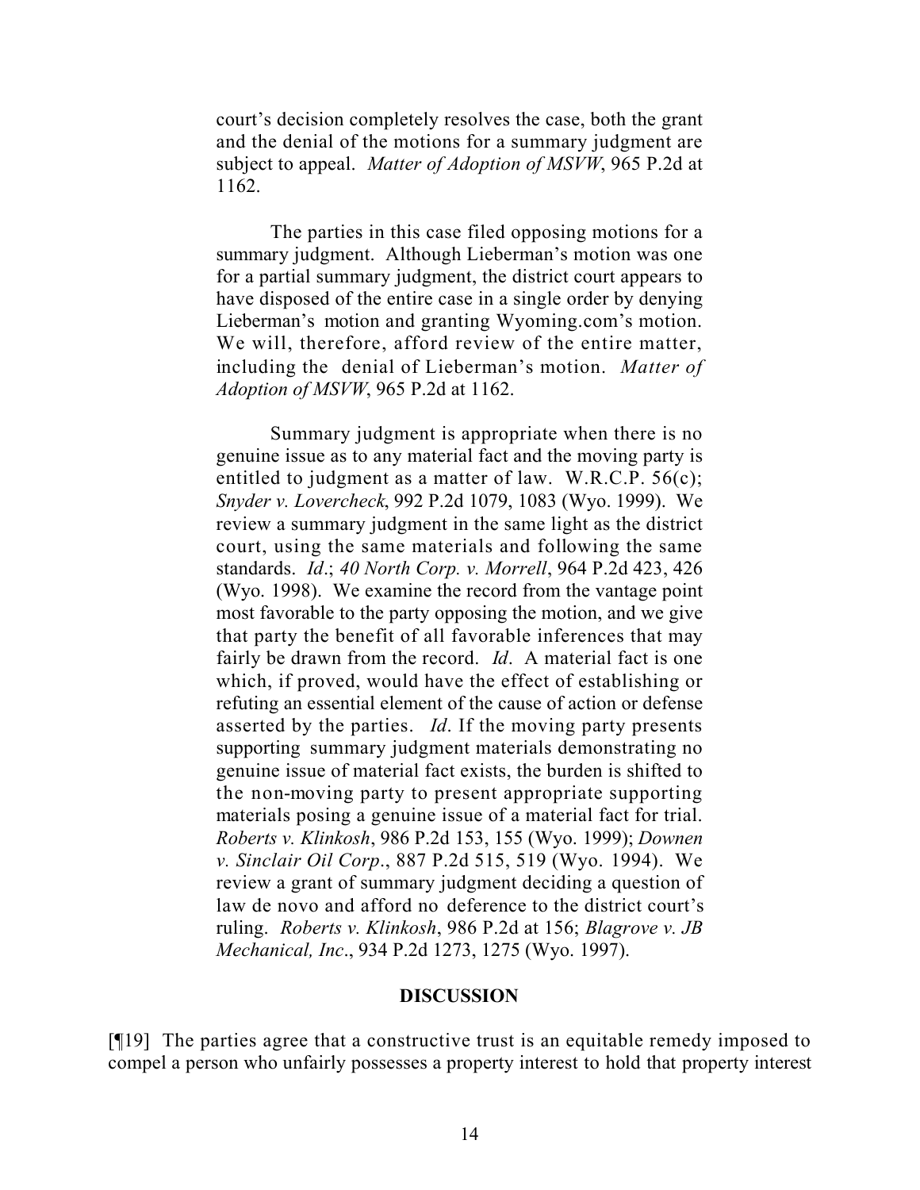court's decision completely resolves the case, both the grant and the denial of the motions for a summary judgment are subject to appeal. *Matter of Adoption of MSVW*, 965 P.2d at 1162.

> The parties in this case filed opposing motions for a summary judgment. Although Lieberman's motion was one for a partial summary judgment, the district court appears to have disposed of the entire case in a single order by denying Lieberman's motion and granting Wyoming.com's motion. We will, therefore, afford review of the entire matter, including the denial of Lieberman's motion. *Matter of Adoption of MSVW*, 965 P.2d at 1162.
>
> Summary judgment is appropriate when there is no genuine issue as to any material fact and the moving party is entitled to judgment as a matter of law. W.R.C.P. 56(c); *Snyder v. Lovercheck*, 992 P.2d 1079, 1083 (Wyo. 1999). We review a summary judgment in the same light as the district court, using the same materials and following the same standards. *Id*.; *40 North Corp. v. Morrell*, 964 P.2d 423, 426 (Wyo. 1998). We examine the record from the vantage point most favorable to the party opposing the motion, and we give that party the benefit of all favorable inferences that may fairly be drawn from the record. *Id*. A material fact is one which, if proved, would have the effect of establishing or refuting an essential element of the cause of action or defense asserted by the parties. *Id*. If the moving party presents supporting summary judgment materials demonstrating no genuine issue of material fact exists, the burden is shifted to the non-moving party to present appropriate supporting materials posing a genuine issue of a material fact for trial. *Roberts v. Klinkosh*, 986 P.2d 153, 155 (Wyo. 1999); *Downen v. Sinclair Oil Corp*., 887 P.2d 515, 519 (Wyo. 1994). We review a grant of summary judgment deciding a question of law de novo and afford no deference to the district court's ruling. *Roberts v. Klinkosh*, 986 P.2d at 156; *Blagrove v. JB Mechanical, Inc*., 934 P.2d 1273, 1275 (Wyo. 1997).

## DISCUSSION

[¶19] The parties agree that a constructive trust is an equitable remedy imposed to compel a person who unfairly possesses a property interest to hold that property interest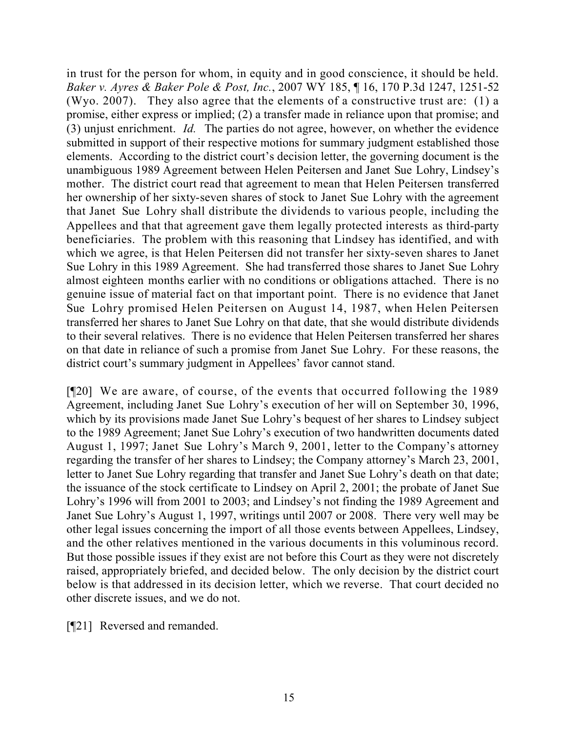in trust for the person for whom, in equity and in good conscience, it should be held. *Baker v. Ayres & Baker Pole & Post, Inc.*, 2007 WY 185, ¶ 16, 170 P.3d 1247, 1251-52 (Wyo. 2007). They also agree that the elements of a constructive trust are: (1) a promise, either express or implied; (2) a transfer made in reliance upon that promise; and (3) unjust enrichment. *Id.* The parties do not agree, however, on whether the evidence submitted in support of their respective motions for summary judgment established those elements. According to the district court's decision letter, the governing document is the unambiguous 1989 Agreement between Helen Peitersen and Janet Sue Lohry, Lindsey's mother. The district court read that agreement to mean that Helen Peitersen transferred her ownership of her sixty-seven shares of stock to Janet Sue Lohry with the agreement that Janet Sue Lohry shall distribute the dividends to various people, including the Appellees and that that agreement gave them legally protected interests as third-party beneficiaries. The problem with this reasoning that Lindsey has identified, and with which we agree, is that Helen Peitersen did not transfer her sixty-seven shares to Janet Sue Lohry in this 1989 Agreement. She had transferred those shares to Janet Sue Lohry almost eighteen months earlier with no conditions or obligations attached. There is no genuine issue of material fact on that important point. There is no evidence that Janet Sue Lohry promised Helen Peitersen on August 14, 1987, when Helen Peitersen transferred her shares to Janet Sue Lohry on that date, that she would distribute dividends to their several relatives. There is no evidence that Helen Peitersen transferred her shares on that date in reliance of such a promise from Janet Sue Lohry. For these reasons, the district court's summary judgment in Appellees' favor cannot stand.

[¶20] We are aware, of course, of the events that occurred following the 1989 Agreement, including Janet Sue Lohry's execution of her will on September 30, 1996, which by its provisions made Janet Sue Lohry's bequest of her shares to Lindsey subject to the 1989 Agreement; Janet Sue Lohry's execution of two handwritten documents dated August 1, 1997; Janet Sue Lohry's March 9, 2001, letter to the Company's attorney regarding the transfer of her shares to Lindsey; the Company attorney's March 23, 2001, letter to Janet Sue Lohry regarding that transfer and Janet Sue Lohry's death on that date; the issuance of the stock certificate to Lindsey on April 2, 2001; the probate of Janet Sue Lohry's 1996 will from 2001 to 2003; and Lindsey's not finding the 1989 Agreement and Janet Sue Lohry's August 1, 1997, writings until 2007 or 2008. There very well may be other legal issues concerning the import of all those events between Appellees, Lindsey, and the other relatives mentioned in the various documents in this voluminous record. But those possible issues if they exist are not before this Court as they were not discretely raised, appropriately briefed, and decided below. The only decision by the district court below is that addressed in its decision letter, which we reverse. That court decided no other discrete issues, and we do not.

[¶21] Reversed and remanded.